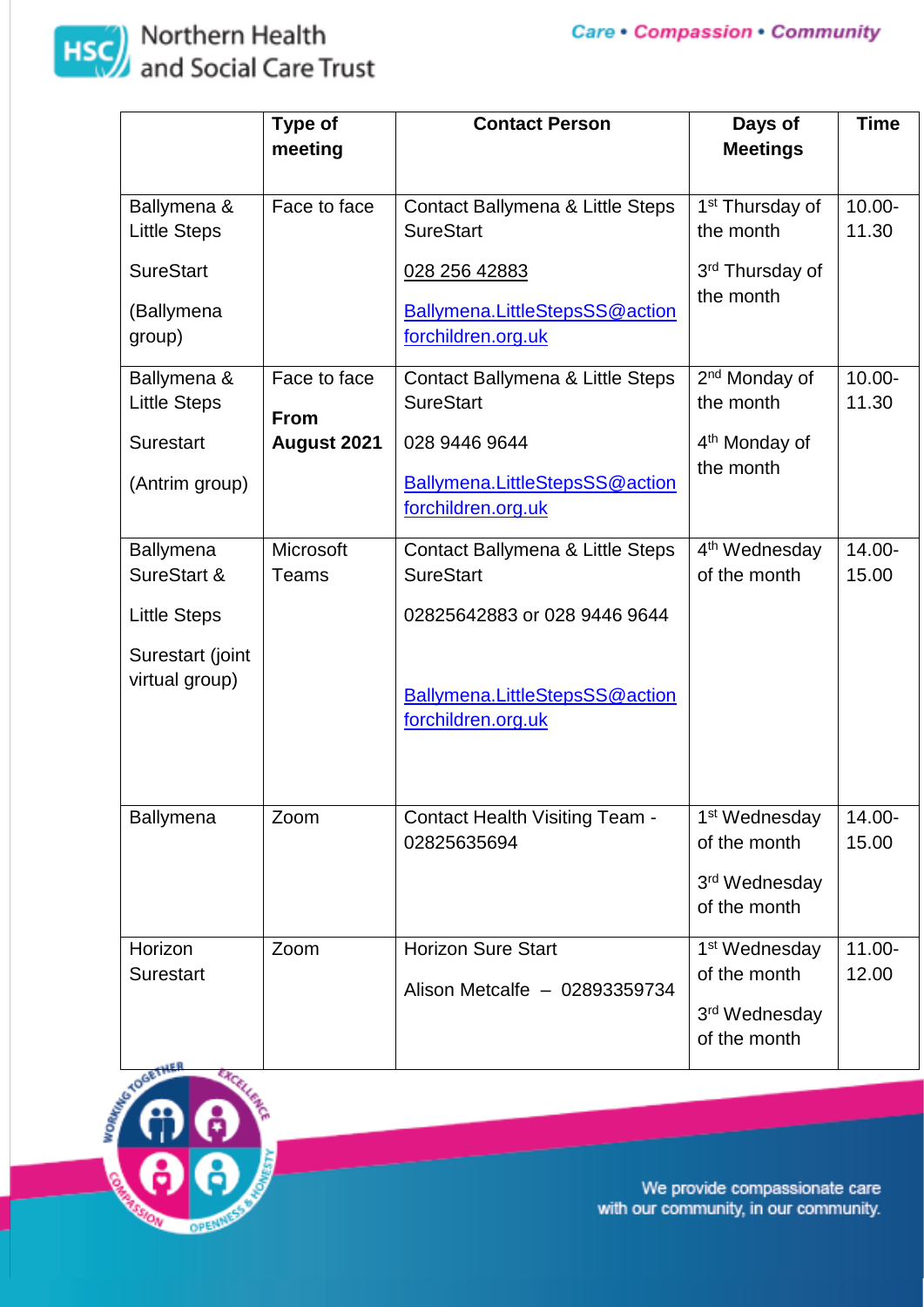| | Type of meeting | Contact Person | Days of Meetings | Time |
|---|---|---|---|---|
| Ballymena & Little Steps SureStart (Ballymena group) | Face to face | Contact Ballymena & Little Steps SureStart 028 256 42883 Ballymena.LittleStepsSS@actionforchildren.org.uk | 1st Thursday of the month 3rd Thursday of the month | 10.00-11.30 |
| Ballymena & Little Steps Surestart (Antrim group) | Face to face **From August 2021** | Contact Ballymena & Little Steps SureStart 028 9446 9644 Ballymena.LittleStepsSS@actionforchildren.org.uk | 2nd Monday of the month 4th Monday of the month | 10.00-11.30 |
| Ballymena SureStart & Little Steps Surestart (joint virtual group) | Microsoft Teams | Contact Ballymena & Little Steps SureStart 02825642883 or 028 9446 9644 Ballymena.LittleStepsSS@actionforchildren.org.uk | 4th Wednesday of the month | 14.00-15.00 |
| Ballymena | Zoom | Contact Health Visiting Team - 02825635694 | 1st Wednesday of the month 3rd Wednesday of the month | 14.00-15.00 |
| Horizon Surestart | Zoom | Horizon Sure Start Alison Metcalfe – 02893359734 | 1st Wednesday of the month 3rd Wednesday of the month | 11.00-12.00 |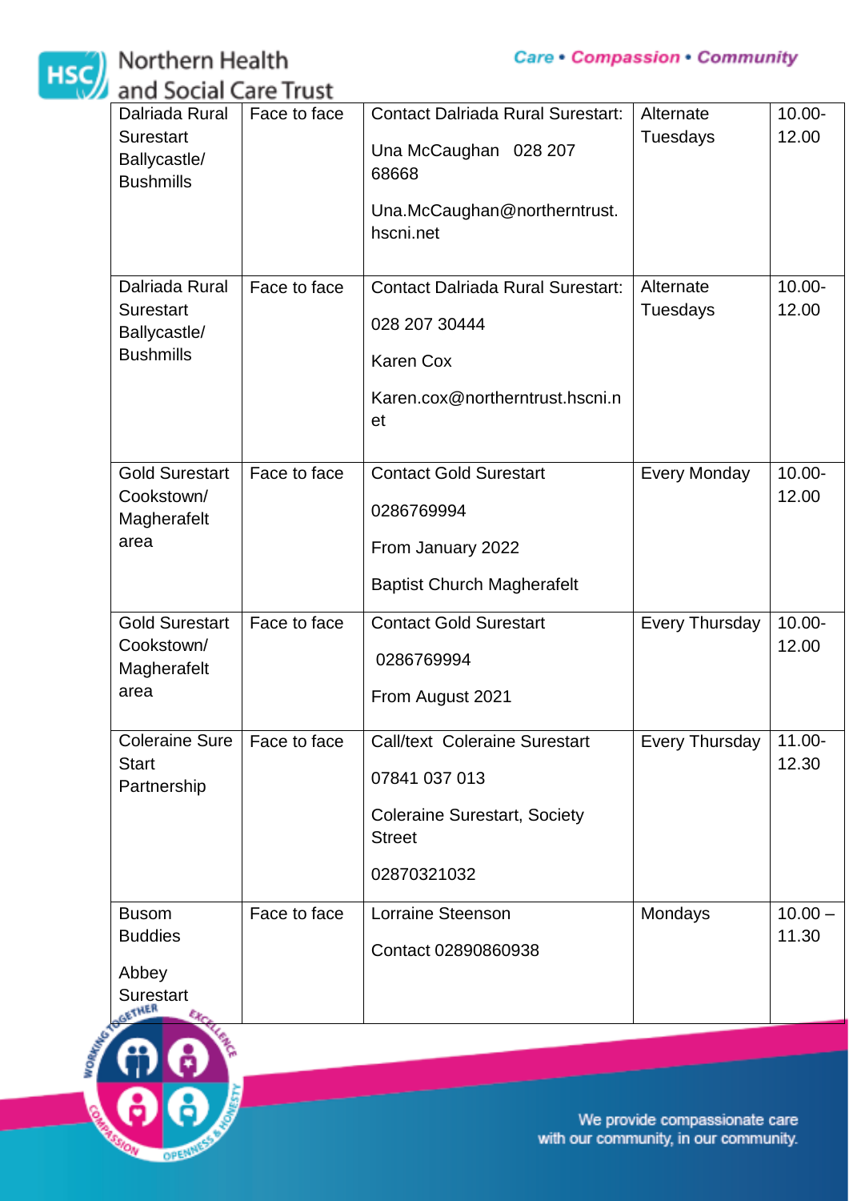| Dalriada Rural Surestart Ballycastle/ Bushmills | Face to face | Contact Dalriada Rural Surestart: Una McCaughan 028 207 68668 Una.McCaughan@northerntrust.hscni.net | Alternate Tuesdays | 10.00-12.00 |
|---|---|---|---|---|
| Dalriada Rural Surestart Ballycastle/ Bushmills | Face to face | Contact Dalriada Rural Surestart: 028 207 30444 Karen Cox Karen.cox@northerntrust.hscni.net | Alternate Tuesdays | 10.00-12.00 |
| Gold Surestart Cookstown/ Magherafelt area | Face to face | Contact Gold Surestart 0286769994 From January 2022 Baptist Church Magherafelt | Every Monday | 10.00-12.00 |
| Gold Surestart Cookstown/ Magherafelt area | Face to face | Contact Gold Surestart 0286769994 From August 2021 | Every Thursday | 10.00-12.00 |
| Coleraine Sure Start Partnership | Face to face | Call/text Coleraine Surestart 07841 037 013 Coleraine Surestart, Society Street 02870321032 | Every Thursday | 11.00-12.30 |
| Busom Buddies Abbey Surestart | Face to face | Lorraine Steenson Contact 02890860938 | Mondays | 10.00 – 11.30 |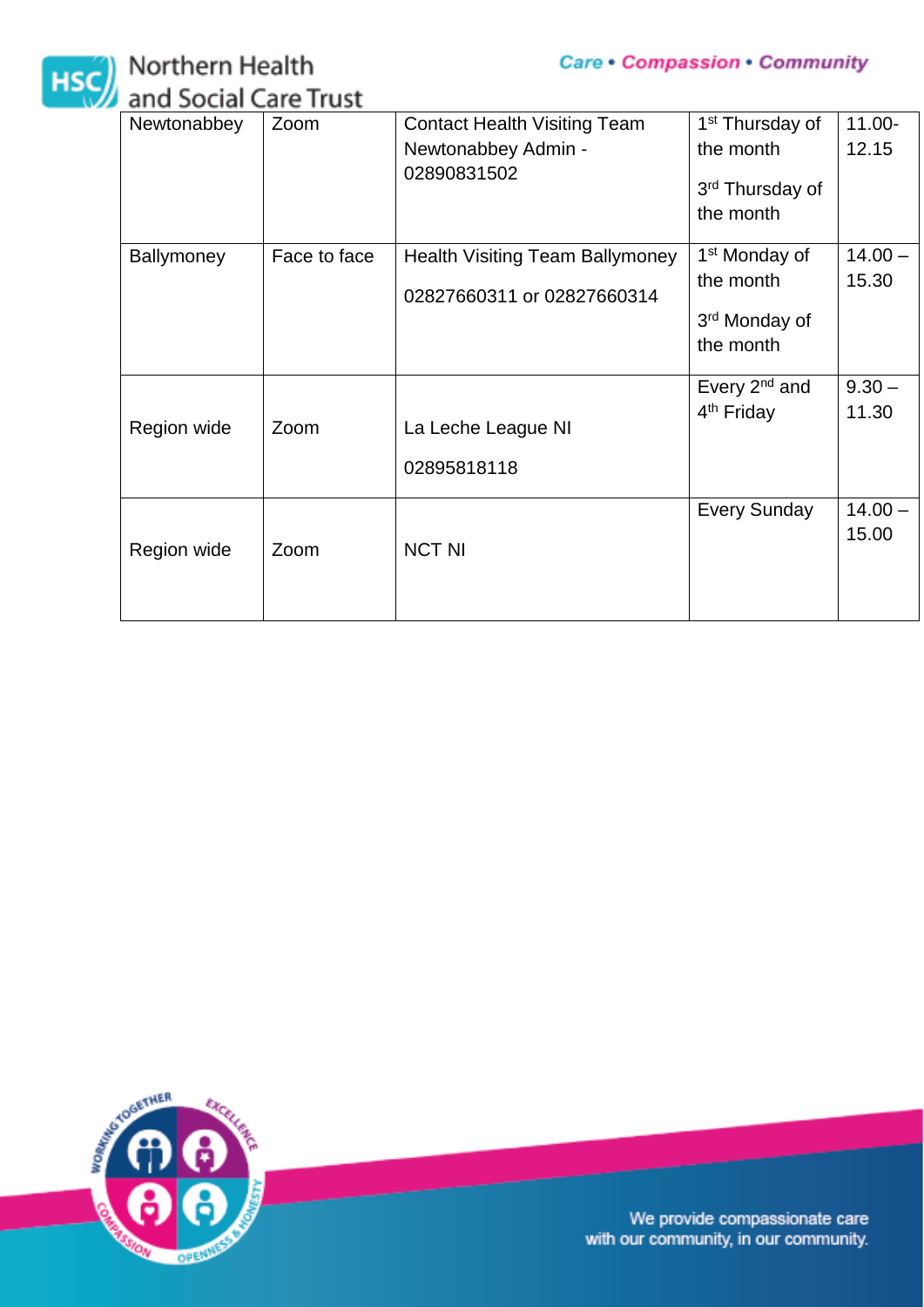| | | | | |
|---|---|---|---|---|
| Newtonabbey | Zoom | Contact Health Visiting Team Newtonabbey Admin - 02890831502 | 1st Thursday of the month<br><br>3rd Thursday of the month | 11.00-12.15 |
| Ballymoney | Face to face | Health Visiting Team Ballymoney<br><br>02827660311 or 02827660314 | 1st Monday of the month<br><br>3rd Monday of the month | 14.00 – 15.30 |
| Region wide | Zoom | La Leche League NI<br><br>02895818118 | Every 2nd and 4th Friday | 9.30 – 11.30 |
| Region wide | Zoom | NCT NI | Every Sunday | 14.00 – 15.00 |